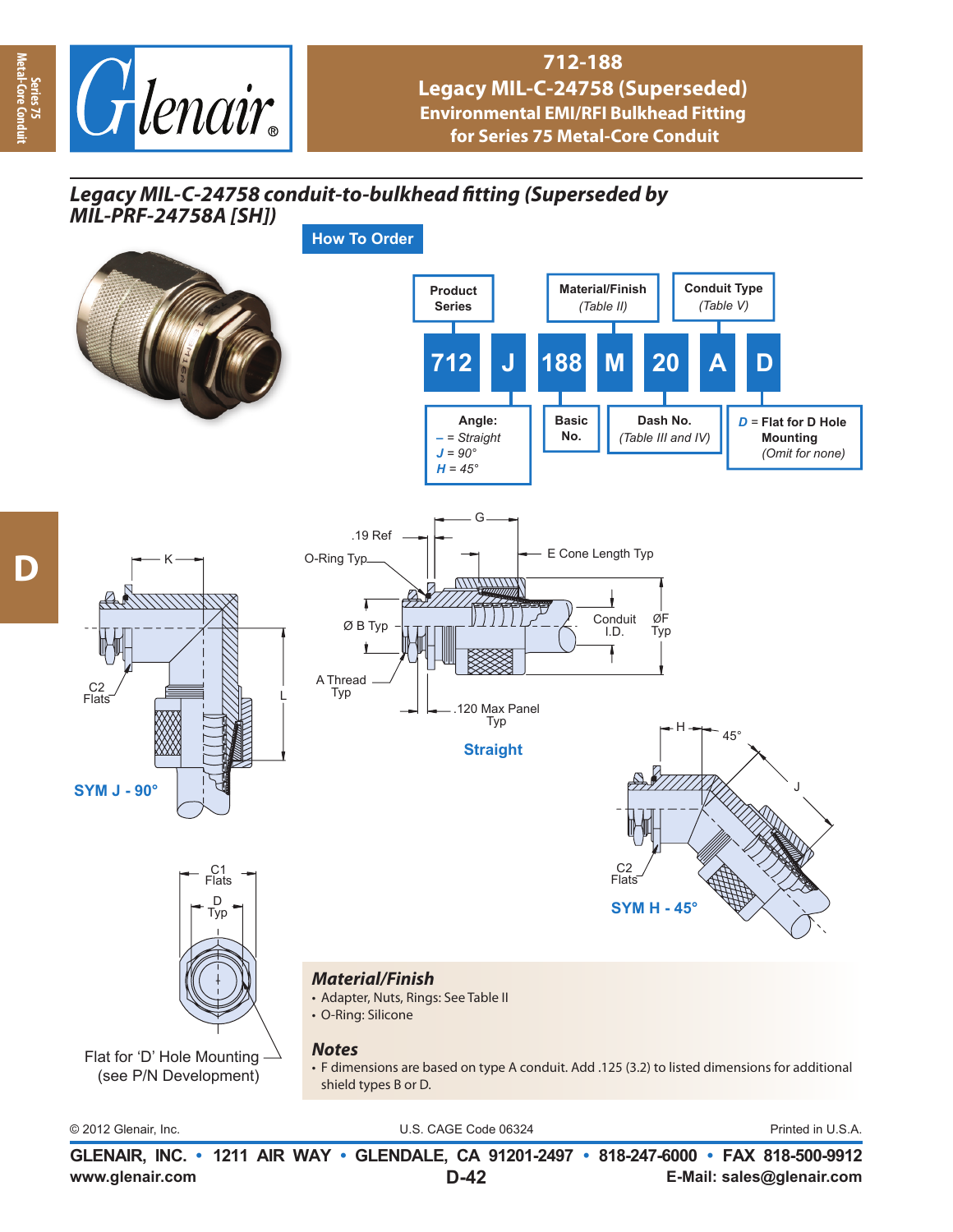# 712-188
## Legacy MIL-C-24758 (Superseded)
### Environmental EMI/RFI Bulkhead Fitting for Series 75 Metal-Core Conduit

*Legacy MIL-C-24758 conduit-to-bulkhead fitting (Superseded by MIL-PRF-24758A [SH])*

**How To Order**

| 712 | J | 188 | M | 20 | A | D |
|---|---|---|---|---|---|---|
| Product Series | Angle: – = Straight, J = 90°, H = 45° | Basic No. | Material/Finish (Table II) | Dash No. (Table III and IV) | Conduit Type (Table V) | D = Flat for D Hole Mounting (Omit for none) |

K

C2 Flats

L

**SYM J - 90°**

G

.19 Ref

O-Ring Typ

E Cone Length Typ

Ø B Typ

Conduit I.D.

ØF Typ

A Thread Typ

.120 Max Panel Typ

**Straight**

H

45°

J

C2 Flats

**SYM H - 45°**

C1 Flats

D Typ

Flat for 'D' Hole Mounting (see P/N Development)

### Material/Finish
- Adapter, Nuts, Rings: See Table II
- O-Ring: Silicone

### Notes
- F dimensions are based on type A conduit. Add .125 (3.2) to listed dimensions for additional shield types B or D.

© 2012 Glenair, Inc. U.S. CAGE Code 06324 Printed in U.S.A.

**GLENAIR, INC. • 1211 AIR WAY • GLENDALE, CA 91201-2497 • 818-247-6000 • FAX 818-500-9912**
www.glenair.com **D-42** E-Mail: sales@glenair.com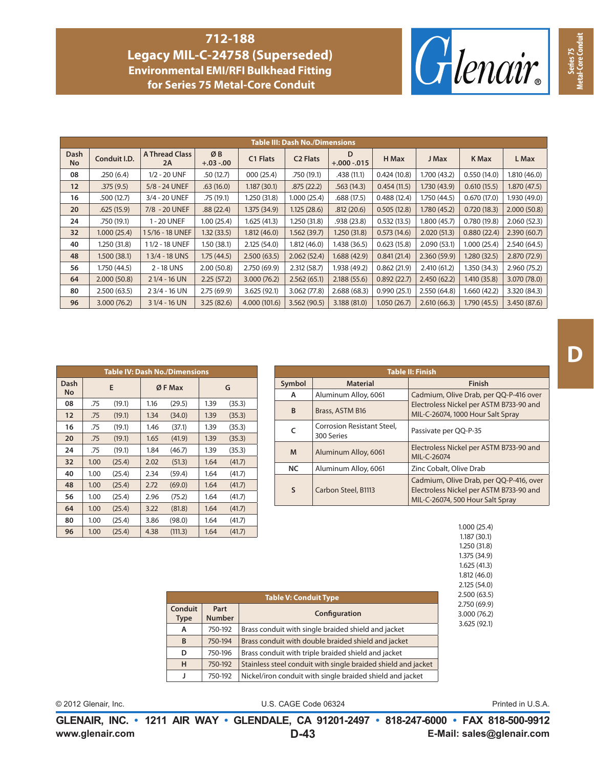# 712-188
## Legacy MIL-C-24758 (Superseded)
### Environmental EMI/RFI Bulkhead Fitting for Series 75 Metal-Core Conduit

| Table III: Dash No./Dimensions | | | | | | | | | | |
|---|---|---|---|---|---|---|---|---|---|---|
| Dash No | Conduit I.D. | A Thread Class 2A | Ø B +.03 -.00 | C1 Flats | C2 Flats | D +.000 -.015 | H Max | J Max | K Max | L Max |
| 08 | .250 (6.4) | 1/2 - 20 UNF | .50 (12.7) | 000 (25.4) | .750 (19.1) | .438 (11.1) | 0.424 (10.8) | 1.700 (43.2) | 0.550 (14.0) | 1.810 (46.0) |
| 12 | .375 (9.5) | 5/8 - 24 UNEF | .63 (16.0) | 1.187 (30.1) | .875 (22.2) | .563 (14.3) | 0.454 (11.5) | 1.730 (43.9) | 0.610 (15.5) | 1.870 (47.5) |
| 16 | .500 (12.7) | 3/4 - 20 UNEF | .75 (19.1) | 1.250 (31.8) | 1.000 (25.4) | .688 (17.5) | 0.488 (12.4) | 1.750 (44.5) | 0.670 (17.0) | 1.930 (49.0) |
| 20 | .625 (15.9) | 7/8 - 20 UNEF | .88 (22.4) | 1.375 (34.9) | 1.125 (28.6) | .812 (20.6) | 0.505 (12.8) | 1.780 (45.2) | 0.720 (18.3) | 2.000 (50.8) |
| 24 | .750 (19.1) | 1 - 20 UNEF | 1.00 (25.4) | 1.625 (41.3) | 1.250 (31.8) | .938 (23.8) | 0.532 (13.5) | 1.800 (45.7) | 0.780 (19.8) | 2.060 (52.3) |
| 32 | 1.000 (25.4) | 1 5/16 - 18 UNEF | 1.32 (33.5) | 1.812 (46.0) | 1.562 (39.7) | 1.250 (31.8) | 0.573 (14.6) | 2.020 (51.3) | 0.880 (22.4) | 2.390 (60.7) |
| 40 | 1.250 (31.8) | 1 1/2 - 18 UNEF | 1.50 (38.1) | 2.125 (54.0) | 1.812 (46.0) | 1.438 (36.5) | 0.623 (15.8) | 2.090 (53.1) | 1.000 (25.4) | 2.540 (64.5) |
| 48 | 1.500 (38.1) | 1 3/4 - 18 UNS | 1.75 (44.5) | 2.500 (63.5) | 2.062 (52.4) | 1.688 (42.9) | 0.841 (21.4) | 2.360 (59.9) | 1.280 (32.5) | 2.870 (72.9) |
| 56 | 1.750 (44.5) | 2 - 18 UNS | 2.00 (50.8) | 2.750 (69.9) | 2.312 (58.7) | 1.938 (49.2) | 0.862 (21.9) | 2.410 (61.2) | 1.350 (34.3) | 2.960 (75.2) |
| 64 | 2.000 (50.8) | 2 1/4 - 16 UN | 2.25 (57.2) | 3.000 (76.2) | 2.562 (65.1) | 2.188 (55.6) | 0.892 (22.7) | 2.450 (62.2) | 1.410 (35.8) | 3.070 (78.0) |
| 80 | 2.500 (63.5) | 2 3/4 - 16 UN | 2.75 (69.9) | 3.625 (92.1) | 3.062 (77.8) | 2.688 (68.3) | 0.990 (25.1) | 2.550 (64.8) | 1.660 (42.2) | 3.320 (84.3) |
| 96 | 3.000 (76.2) | 3 1/4 - 16 UN | 3.25 (82.6) | 4.000 (101.6) | 3.562 (90.5) | 3.188 (81.0) | 1.050 (26.7) | 2.610 (66.3) | 1.790 (45.5) | 3.450 (87.6) |

| Table IV: Dash No./Dimensions | | | | | | |
|---|---|---|---|---|---|---|
| Dash No | E | | Ø F Max | | G | |
| 08 | .75 | (19.1) | 1.16 | (29.5) | 1.39 | (35.3) |
| 12 | .75 | (19.1) | 1.34 | (34.0) | 1.39 | (35.3) |
| 16 | .75 | (19.1) | 1.46 | (37.1) | 1.39 | (35.3) |
| 20 | .75 | (19.1) | 1.65 | (41.9) | 1.39 | (35.3) |
| 24 | .75 | (19.1) | 1.84 | (46.7) | 1.39 | (35.3) |
| 32 | 1.00 | (25.4) | 2.02 | (51.3) | 1.64 | (41.7) |
| 40 | 1.00 | (25.4) | 2.34 | (59.4) | 1.64 | (41.7) |
| 48 | 1.00 | (25.4) | 2.72 | (69.0) | 1.64 | (41.7) |
| 56 | 1.00 | (25.4) | 2.96 | (75.2) | 1.64 | (41.7) |
| 64 | 1.00 | (25.4) | 3.22 | (81.8) | 1.64 | (41.7) |
| 80 | 1.00 | (25.4) | 3.86 | (98.0) | 1.64 | (41.7) |
| 96 | 1.00 | (25.4) | 4.38 | (111.3) | 1.64 | (41.7) |

| Table II: Finish | | |
|---|---|---|
| Symbol | Material | Finish |
| A | Aluminum Alloy, 6061 | Cadmium, Olive Drab, per QQ-P-416 over Electroless Nickel per ASTM B733-90 and MIL-C-26074, 1000 Hour Salt Spray |
| B | Brass, ASTM B16 | Cadmium, Olive Drab, per QQ-P-416 over Electroless Nickel per ASTM B733-90 and MIL-C-26074, 1000 Hour Salt Spray |
| C | Corrosion Resistant Steel, 300 Series | Passivate per QQ-P-35 |
| M | Aluminum Alloy, 6061 | Electroless Nickel per ASTM B733-90 and MIL-C-26074 |
| NC | Aluminum Alloy, 6061 | Zinc Cobalt, Olive Drab |
| S | Carbon Steel, B1113 | Cadmium, Olive Drab, per QQ-P-416, over Electroless Nickel per ASTM B733-90 and MIL-C-26074, 500 Hour Salt Spray |

1.000 (25.4)
1.187 (30.1)
1.250 (31.8)
1.375 (34.9)
1.625 (41.3)
1.812 (46.0)
2.125 (54.0)
2.500 (63.5)
2.750 (69.9)
3.000 (76.2)
3.625 (92.1)

| Table V: Conduit Type | | |
|---|---|---|
| Conduit Type | Part Number | Configuration |
| A | 750-192 | Brass conduit with single braided shield and jacket |
| B | 750-194 | Brass conduit with double braided shield and jacket |
| D | 750-196 | Brass conduit with triple braided shield and jacket |
| H | 750-192 | Stainless steel conduit with single braided shield and jacket |
| J | 750-192 | Nickel/iron conduit with single braided shield and jacket |

© 2012 Glenair, Inc. U.S. CAGE Code 06324 Printed in U.S.A.

**GLENAIR, INC. • 1211 AIR WAY • GLENDALE, CA 91201-2497 • 818-247-6000 • FAX 818-500-9912**
**www.glenair.com** **E-Mail: sales@glenair.com**